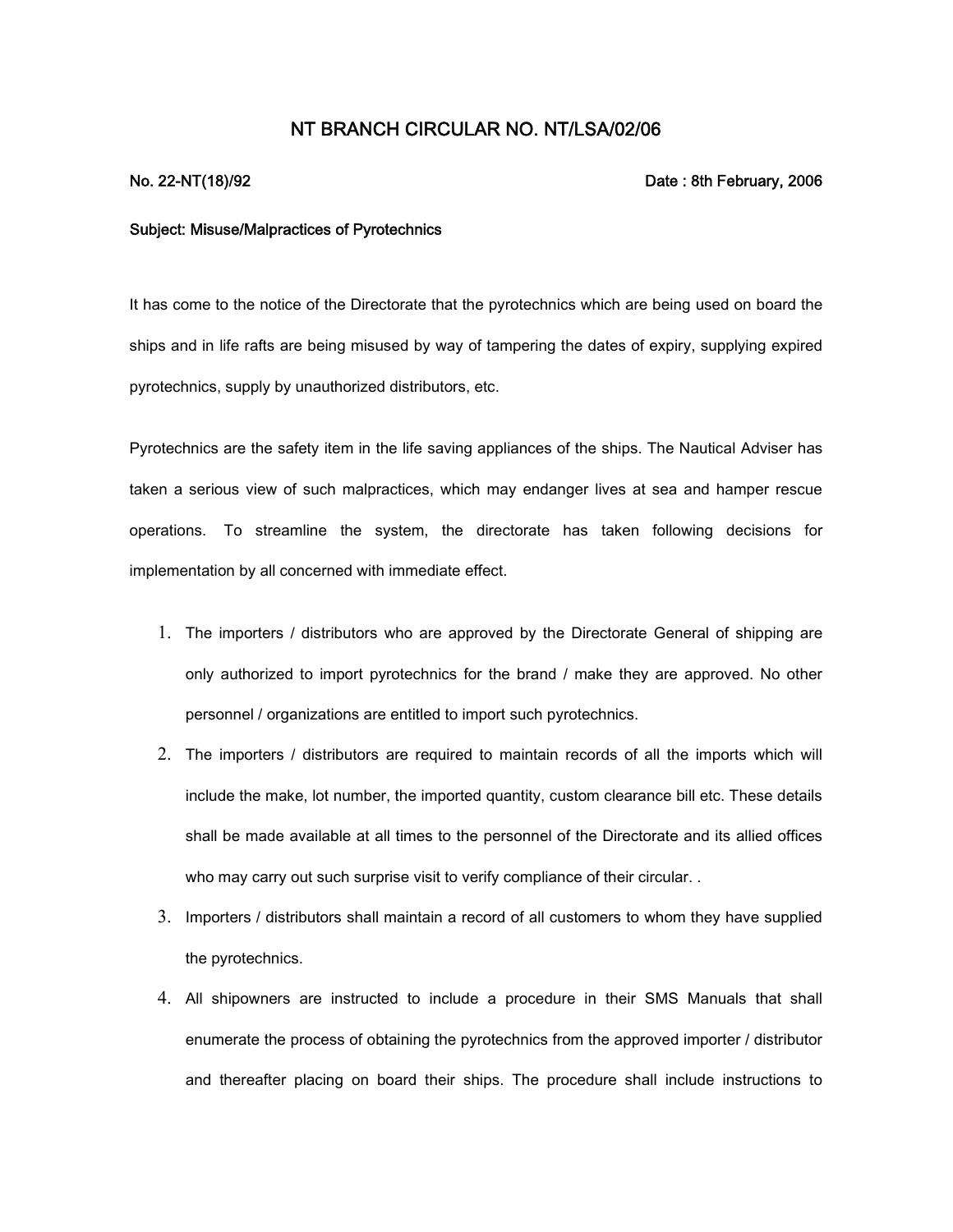# NT BRANCH CIRCULAR NO. NT/LSA/02/06

**No. 22-NT(18)/92** **Date : 8th February, 2006**

**Subject: Misuse/Malpractices of Pyrotechnics**

It has come to the notice of the Directorate that the pyrotechnics which are being used on board the ships and in life rafts are being misused by way of tampering the dates of expiry, supplying expired pyrotechnics, supply by unauthorized distributors, etc.

Pyrotechnics are the safety item in the life saving appliances of the ships. The Nautical Adviser has taken a serious view of such malpractices, which may endanger lives at sea and hamper rescue operations. To streamline the system, the directorate has taken following decisions for implementation by all concerned with immediate effect.

1. The importers / distributors who are approved by the Directorate General of shipping are only authorized to import pyrotechnics for the brand / make they are approved. No other personnel / organizations are entitled to import such pyrotechnics.
2. The importers / distributors are required to maintain records of all the imports which will include the make, lot number, the imported quantity, custom clearance bill etc. These details shall be made available at all times to the personnel of the Directorate and its allied offices who may carry out such surprise visit to verify compliance of their circular. .
3. Importers / distributors shall maintain a record of all customers to whom they have supplied the pyrotechnics.
4. All shipowners are instructed to include a procedure in their SMS Manuals that shall enumerate the process of obtaining the pyrotechnics from the approved importer / distributor and thereafter placing on board their ships. The procedure shall include instructions to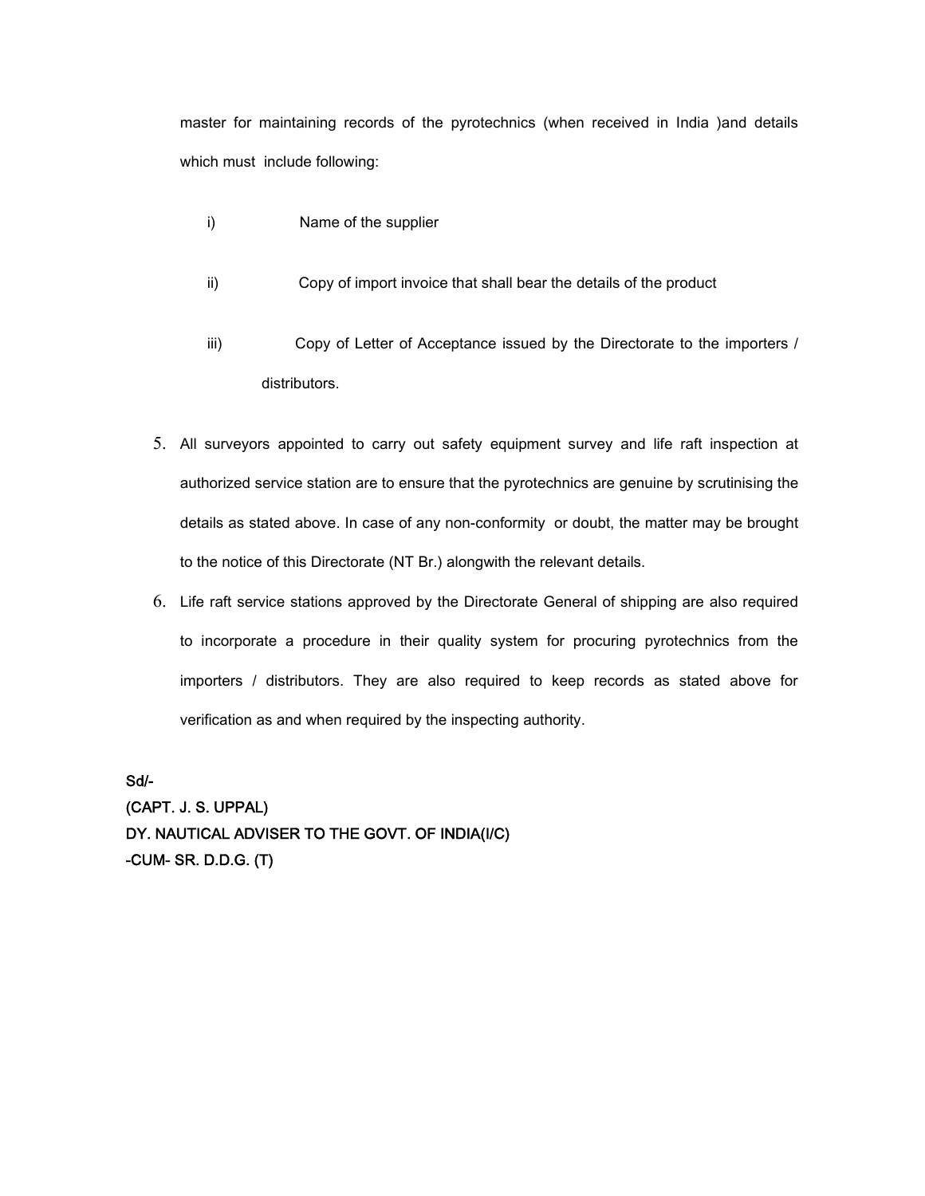master for maintaining records of the pyrotechnics (when received in India )and details which must include following:

i) Name of the supplier

ii) Copy of import invoice that shall bear the details of the product

iii) Copy of Letter of Acceptance issued by the Directorate to the importers / distributors.

5. All surveyors appointed to carry out safety equipment survey and life raft inspection at authorized service station are to ensure that the pyrotechnics are genuine by scrutinising the details as stated above. In case of any non-conformity or doubt, the matter may be brought to the notice of this Directorate (NT Br.) alongwith the relevant details.

6. Life raft service stations approved by the Directorate General of shipping are also required to incorporate a procedure in their quality system for procuring pyrotechnics from the importers / distributors. They are also required to keep records as stated above for verification as and when required by the inspecting authority.

Sd/-
(CAPT. J. S. UPPAL)
DY. NAUTICAL ADVISER TO THE GOVT. OF INDIA(I/C)
-CUM- SR. D.D.G. (T)